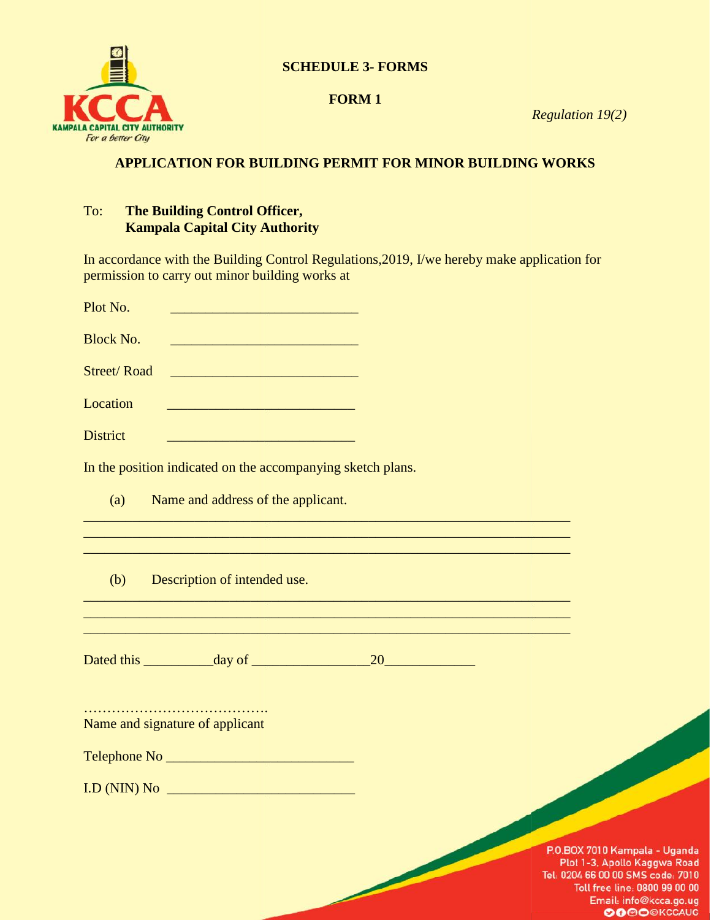**SCHEDULE 3- FORMS**

**FORM 1**

*Regulation 19(2)*

**APPLICATION FOR BUILDING PERMIT FOR MINOR BUILDING WORKS**

To: **The Building Control Officer,**
**Kampala Capital City Authority**

In accordance with the Building Control Regulations,2019, I/we hereby make application for permission to carry out minor building works at

Plot No. ___________________________

Block No. ___________________________

Street/ Road ___________________________

Location ___________________________

District ___________________________

In the position indicated on the accompanying sketch plans.

(a) Name and address of the applicant.

______________________________________________________________________
______________________________________________________________________
______________________________________________________________________

(b) Description of intended use.

______________________________________________________________________
______________________________________________________________________
______________________________________________________________________

Dated this __________day of _________________20_____________

………………………………….
Name and signature of applicant

Telephone No ___________________________

I.D (NIN) No ___________________________

P.O.BOX 7010 Kampala - Uganda
Plot 1-3, Apollo Kaggwa Road
Tel: 0204 66 00 00 SMS code: 7010
Toll free line: 0800 99 00 00
Email: info@kcca.go.ug
@KCCAUG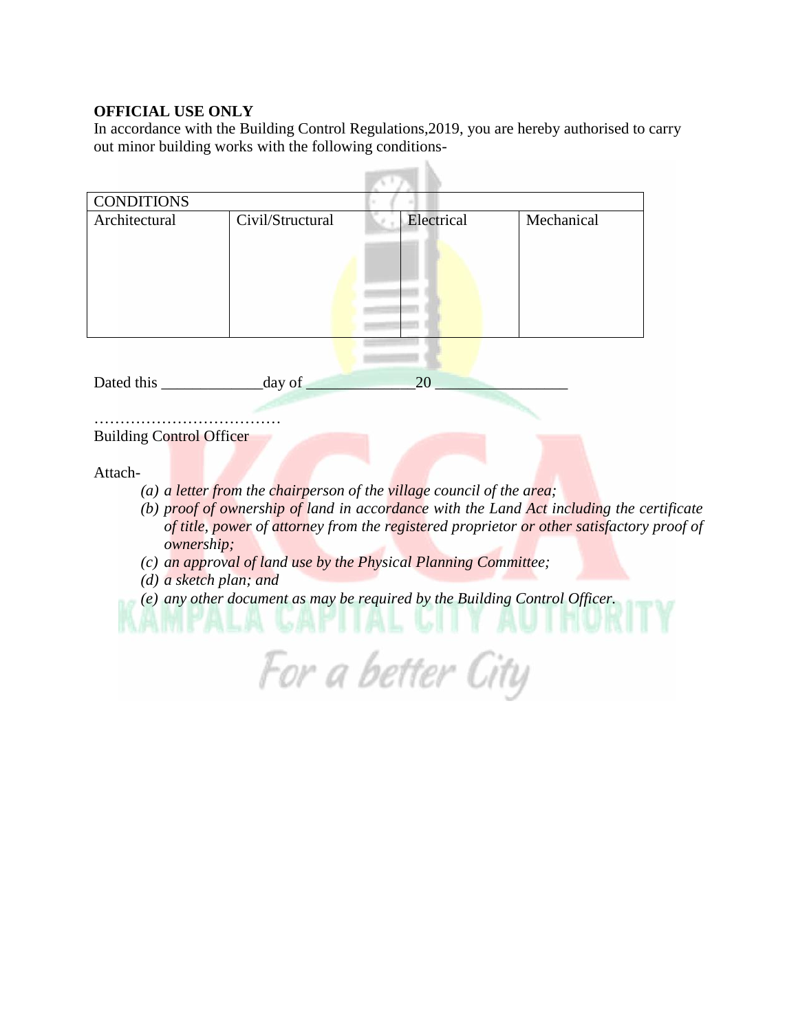**OFFICIAL USE ONLY**

In accordance with the Building Control Regulations,2019, you are hereby authorised to carry out minor building works with the following conditions-

| CONDITIONS | | | |
|---|---|---|---|
| Architectural | Civil/Structural | Electrical | Mechanical |
| | | | |

Dated this _____________day of _____________20 _________________

………………………………

Building Control Officer

Attach-

- *(a) a letter from the chairperson of the village council of the area;*
- *(b) proof of ownership of land in accordance with the Land Act including the certificate of title, power of attorney from the registered proprietor or other satisfactory proof of ownership;*
- *(c) an approval of land use by the Physical Planning Committee;*
- *(d) a sketch plan; and*
- *(e) any other document as may be required by the Building Control Officer.*